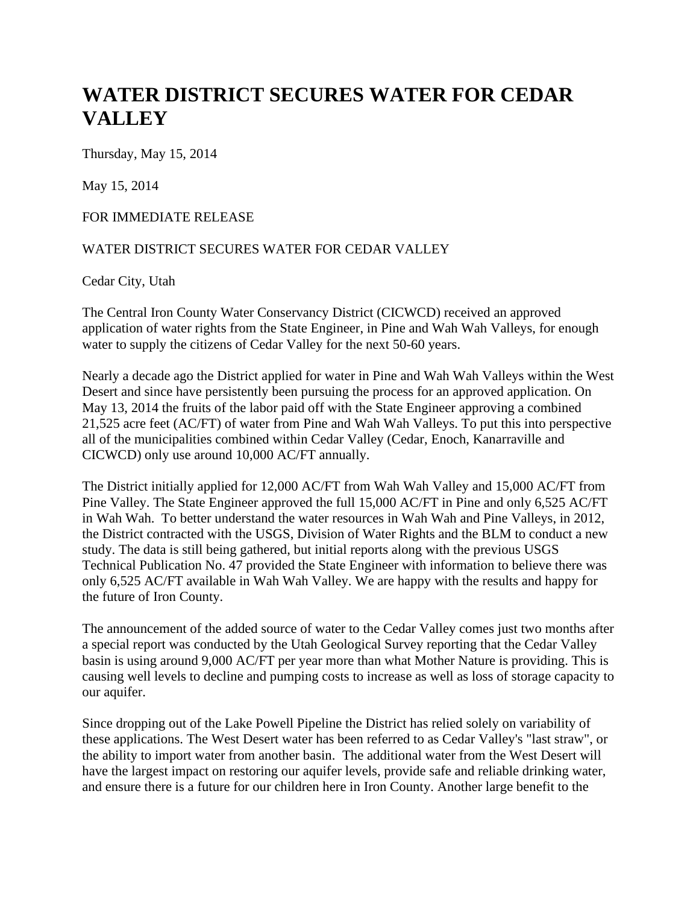# WATER DISTRICT SECURES WATER FOR CEDAR VALLEY

Thursday, May 15, 2014

May 15, 2014

FOR IMMEDIATE RELEASE

WATER DISTRICT SECURES WATER FOR CEDAR VALLEY

Cedar City, Utah

The Central Iron County Water Conservancy District (CICWCD) received an approved application of water rights from the State Engineer, in Pine and Wah Wah Valleys, for enough water to supply the citizens of Cedar Valley for the next 50-60 years.

Nearly a decade ago the District applied for water in Pine and Wah Wah Valleys within the West Desert and since have persistently been pursuing the process for an approved application. On May 13, 2014 the fruits of the labor paid off with the State Engineer approving a combined 21,525 acre feet (AC/FT) of water from Pine and Wah Wah Valleys. To put this into perspective all of the municipalities combined within Cedar Valley (Cedar, Enoch, Kanarraville and CICWCD) only use around 10,000 AC/FT annually.

The District initially applied for 12,000 AC/FT from Wah Wah Valley and 15,000 AC/FT from Pine Valley. The State Engineer approved the full 15,000 AC/FT in Pine and only 6,525 AC/FT in Wah Wah. To better understand the water resources in Wah Wah and Pine Valleys, in 2012, the District contracted with the USGS, Division of Water Rights and the BLM to conduct a new study. The data is still being gathered, but initial reports along with the previous USGS Technical Publication No. 47 provided the State Engineer with information to believe there was only 6,525 AC/FT available in Wah Wah Valley. We are happy with the results and happy for the future of Iron County.

The announcement of the added source of water to the Cedar Valley comes just two months after a special report was conducted by the Utah Geological Survey reporting that the Cedar Valley basin is using around 9,000 AC/FT per year more than what Mother Nature is providing. This is causing well levels to decline and pumping costs to increase as well as loss of storage capacity to our aquifer.

Since dropping out of the Lake Powell Pipeline the District has relied solely on variability of these applications. The West Desert water has been referred to as Cedar Valley's "last straw", or the ability to import water from another basin. The additional water from the West Desert will have the largest impact on restoring our aquifer levels, provide safe and reliable drinking water, and ensure there is a future for our children here in Iron County. Another large benefit to the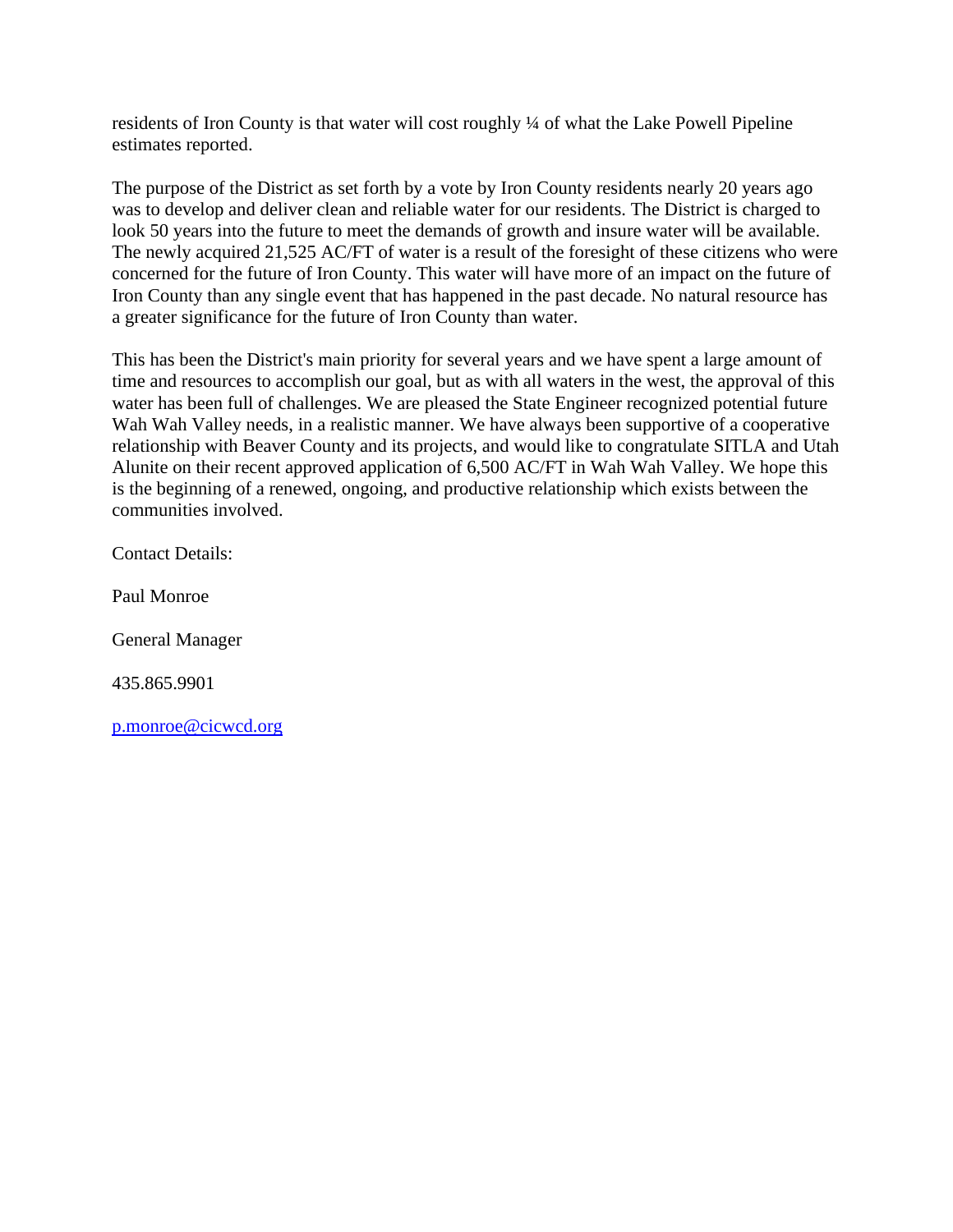residents of Iron County is that water will cost roughly ¼ of what the Lake Powell Pipeline estimates reported.

The purpose of the District as set forth by a vote by Iron County residents nearly 20 years ago was to develop and deliver clean and reliable water for our residents. The District is charged to look 50 years into the future to meet the demands of growth and insure water will be available. The newly acquired 21,525 AC/FT of water is a result of the foresight of these citizens who were concerned for the future of Iron County. This water will have more of an impact on the future of Iron County than any single event that has happened in the past decade. No natural resource has a greater significance for the future of Iron County than water.

This has been the District's main priority for several years and we have spent a large amount of time and resources to accomplish our goal, but as with all waters in the west, the approval of this water has been full of challenges. We are pleased the State Engineer recognized potential future Wah Wah Valley needs, in a realistic manner. We have always been supportive of a cooperative relationship with Beaver County and its projects, and would like to congratulate SITLA and Utah Alunite on their recent approved application of 6,500 AC/FT in Wah Wah Valley. We hope this is the beginning of a renewed, ongoing, and productive relationship which exists between the communities involved.

Contact Details:

Paul Monroe

General Manager

435.865.9901

p.monroe@cicwcd.org